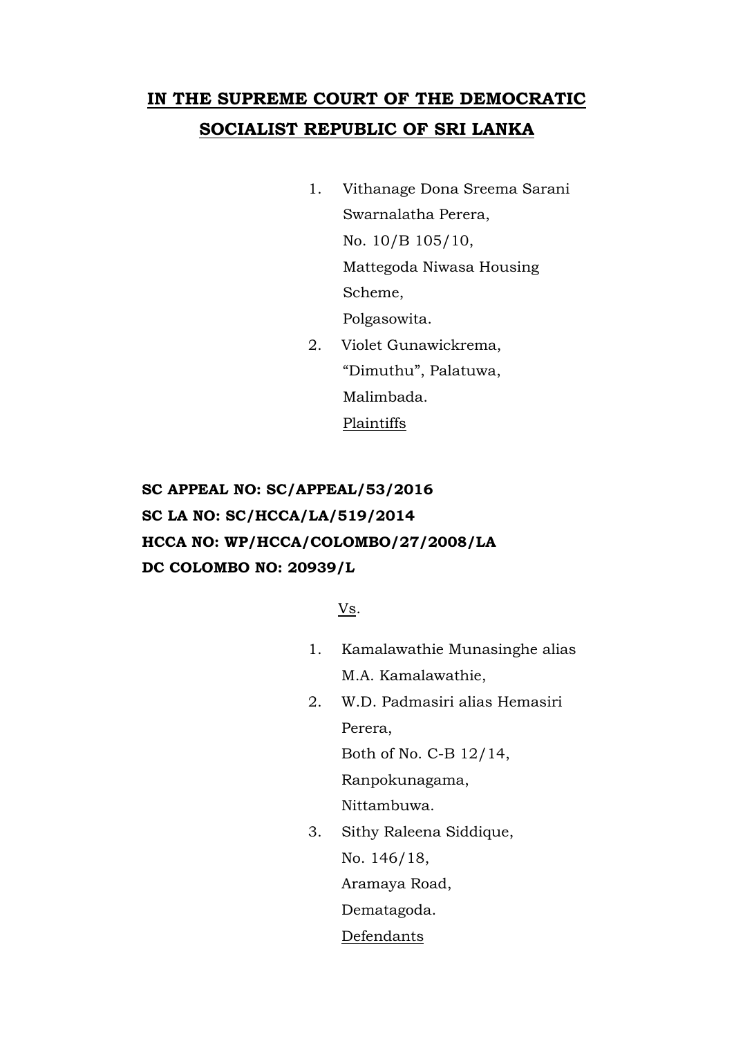# IN THE SUPREME COURT OF THE DEMOCRATIC SOCIALIST REPUBLIC OF SRI LANKA

1. Vithanage Dona Sreema Sarani Swarnalatha Perera,
   No. 10/B 105/10,
   Mattegoda Niwasa Housing Scheme,
   Polgasowita.
2. Violet Gunawickrema,
   "Dimuthu", Palatuwa,
   Malimbada.

   Plaintiffs

**SC APPEAL NO: SC/APPEAL/53/2016**
**SC LA NO: SC/HCCA/LA/519/2014**
**HCCA NO: WP/HCCA/COLOMBO/27/2008/LA**
**DC COLOMBO NO: 20939/L**

Vs.

1. Kamalawathie Munasinghe alias M.A. Kamalawathie,
2. W.D. Padmasiri alias Hemasiri Perera,
   Both of No. C-B 12/14,
   Ranpokunagama,
   Nittambuwa.
3. Sithy Raleena Siddique,
   No. 146/18,
   Aramaya Road,
   Dematagoda.

   Defendants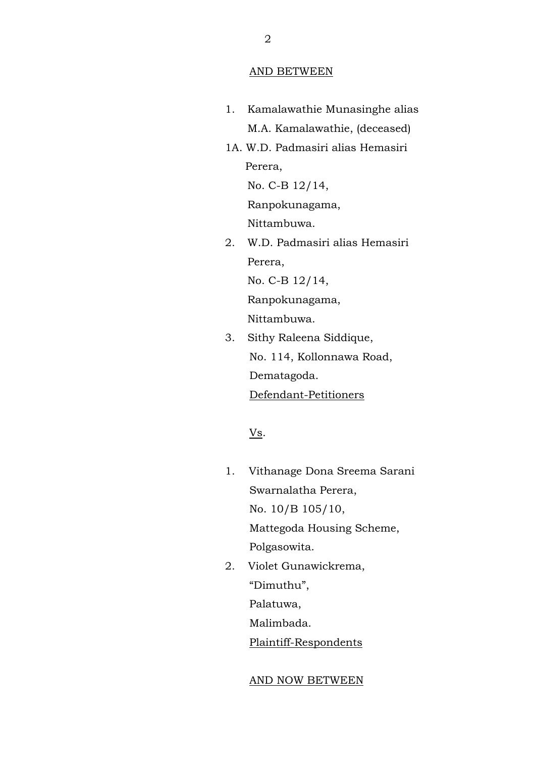AND BETWEEN

1. Kamalawathie Munasinghe alias
   M.A. Kamalawathie, (deceased)

1A. W.D. Padmasiri alias Hemasiri
   Perera,
   No. C-B 12/14,
   Ranpokunagama,
   Nittambuwa.

2. W.D. Padmasiri alias Hemasiri
   Perera,
   No. C-B 12/14,
   Ranpokunagama,
   Nittambuwa.

3. Sithy Raleena Siddique,
   No. 114, Kollonnawa Road,
   Dematagoda.

Defendant-Petitioners

Vs.

1. Vithanage Dona Sreema Sarani
   Swarnalatha Perera,
   No. 10/B 105/10,
   Mattegoda Housing Scheme,
   Polgasowita.

2. Violet Gunawickrema,
   "Dimuthu",
   Palatuwa,
   Malimbada.

Plaintiff-Respondents

AND NOW BETWEEN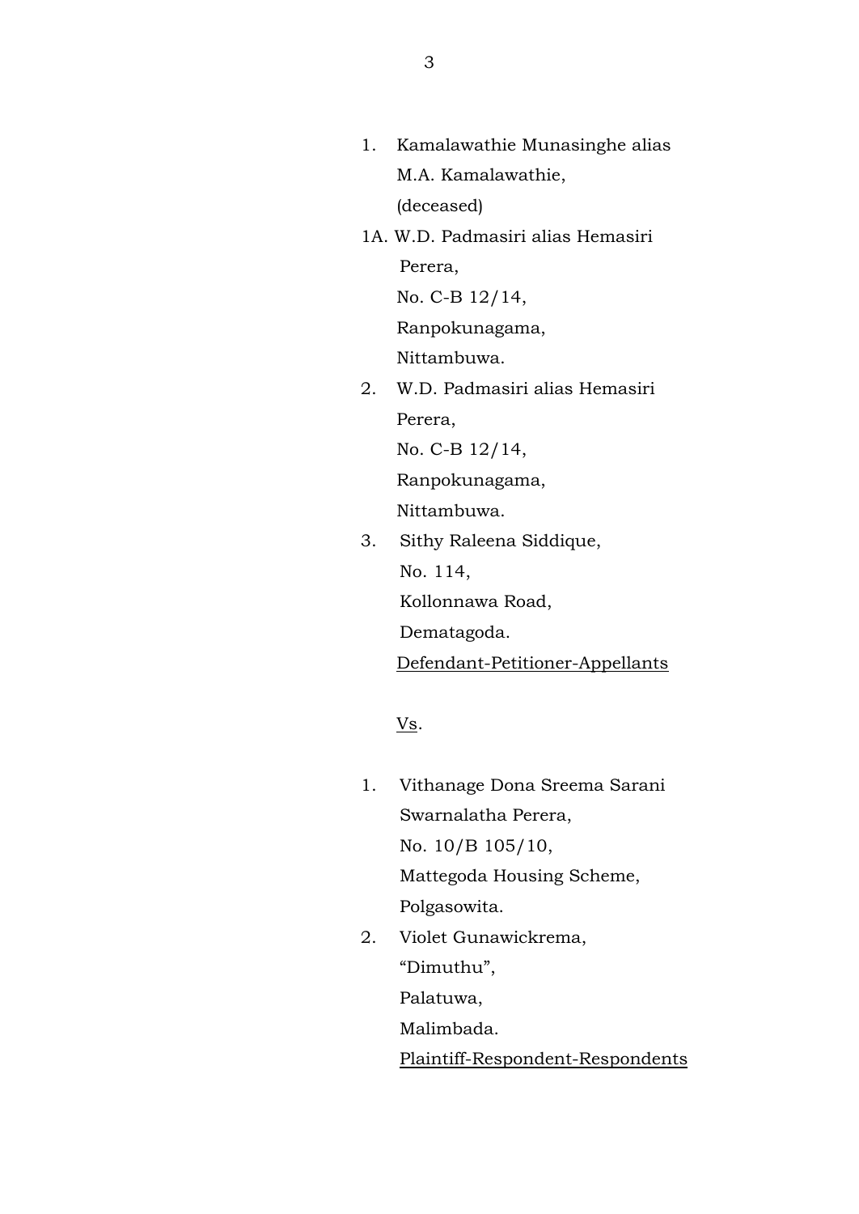1. Kamalawathie Munasinghe alias M.A. Kamalawathie, (deceased)

1A. W.D. Padmasiri alias Hemasiri Perera,
No. C-B 12/14,
Ranpokunagama,
Nittambuwa.

2. W.D. Padmasiri alias Hemasiri Perera,
No. C-B 12/14,
Ranpokunagama,
Nittambuwa.

3. Sithy Raleena Siddique,
No. 114,
Kollonnawa Road,
Dematagoda.

Defendant-Petitioner-Appellants

Vs.

1. Vithanage Dona Sreema Sarani Swarnalatha Perera,
No. 10/B 105/10,
Mattegoda Housing Scheme,
Polgasowita.

2. Violet Gunawickrema,
"Dimuthu",
Palatuwa,
Malimbada.

Plaintiff-Respondent-Respondents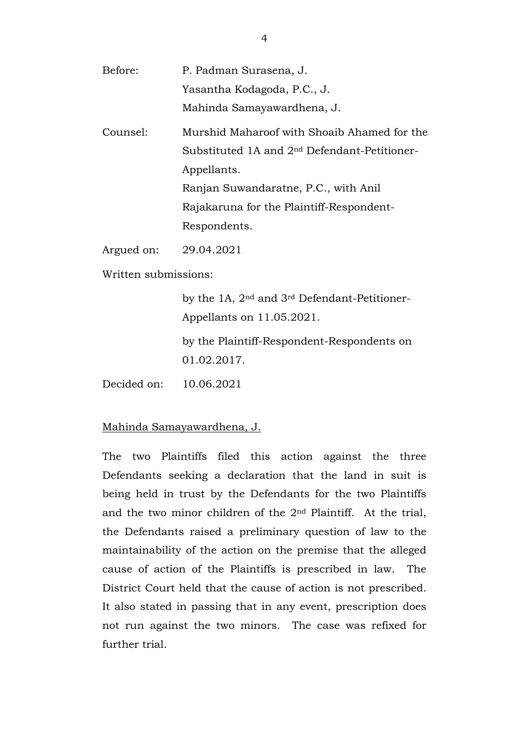Before: P. Padman Surasena, J.
Yasantha Kodagoda, P.C., J.
Mahinda Samayawardhena, J.

Counsel: Murshid Maharoof with Shoaib Ahamed for the Substituted 1A and 2nd Defendant-Petitioner-Appellants.
Ranjan Suwandaratne, P.C., with Anil Rajakaruna for the Plaintiff-Respondent-Respondents.

Argued on: 29.04.2021

Written submissions:

by the 1A, 2nd and 3rd Defendant-Petitioner-Appellants on 11.05.2021.

by the Plaintiff-Respondent-Respondents on 01.02.2017.

Decided on: 10.06.2021

Mahinda Samayawardhena, J.

The two Plaintiffs filed this action against the three Defendants seeking a declaration that the land in suit is being held in trust by the Defendants for the two Plaintiffs and the two minor children of the 2nd Plaintiff. At the trial, the Defendants raised a preliminary question of law to the maintainability of the action on the premise that the alleged cause of action of the Plaintiffs is prescribed in law. The District Court held that the cause of action is not prescribed. It also stated in passing that in any event, prescription does not run against the two minors. The case was refixed for further trial.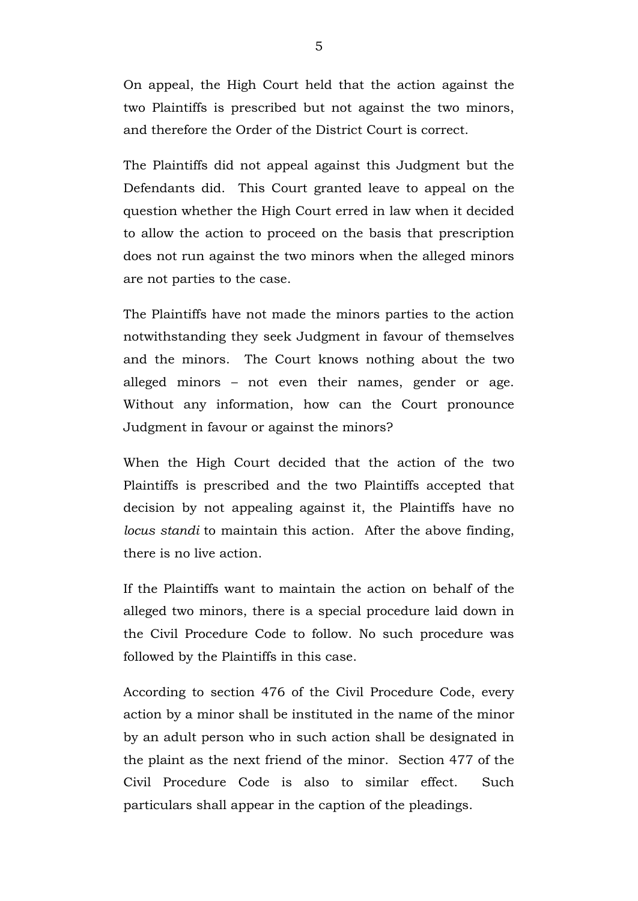On appeal, the High Court held that the action against the two Plaintiffs is prescribed but not against the two minors, and therefore the Order of the District Court is correct.

The Plaintiffs did not appeal against this Judgment but the Defendants did. This Court granted leave to appeal on the question whether the High Court erred in law when it decided to allow the action to proceed on the basis that prescription does not run against the two minors when the alleged minors are not parties to the case.

The Plaintiffs have not made the minors parties to the action notwithstanding they seek Judgment in favour of themselves and the minors. The Court knows nothing about the two alleged minors – not even their names, gender or age. Without any information, how can the Court pronounce Judgment in favour or against the minors?

When the High Court decided that the action of the two Plaintiffs is prescribed and the two Plaintiffs accepted that decision by not appealing against it, the Plaintiffs have no *locus standi* to maintain this action. After the above finding, there is no live action.

If the Plaintiffs want to maintain the action on behalf of the alleged two minors, there is a special procedure laid down in the Civil Procedure Code to follow. No such procedure was followed by the Plaintiffs in this case.

According to section 476 of the Civil Procedure Code, every action by a minor shall be instituted in the name of the minor by an adult person who in such action shall be designated in the plaint as the next friend of the minor. Section 477 of the Civil Procedure Code is also to similar effect. Such particulars shall appear in the caption of the pleadings.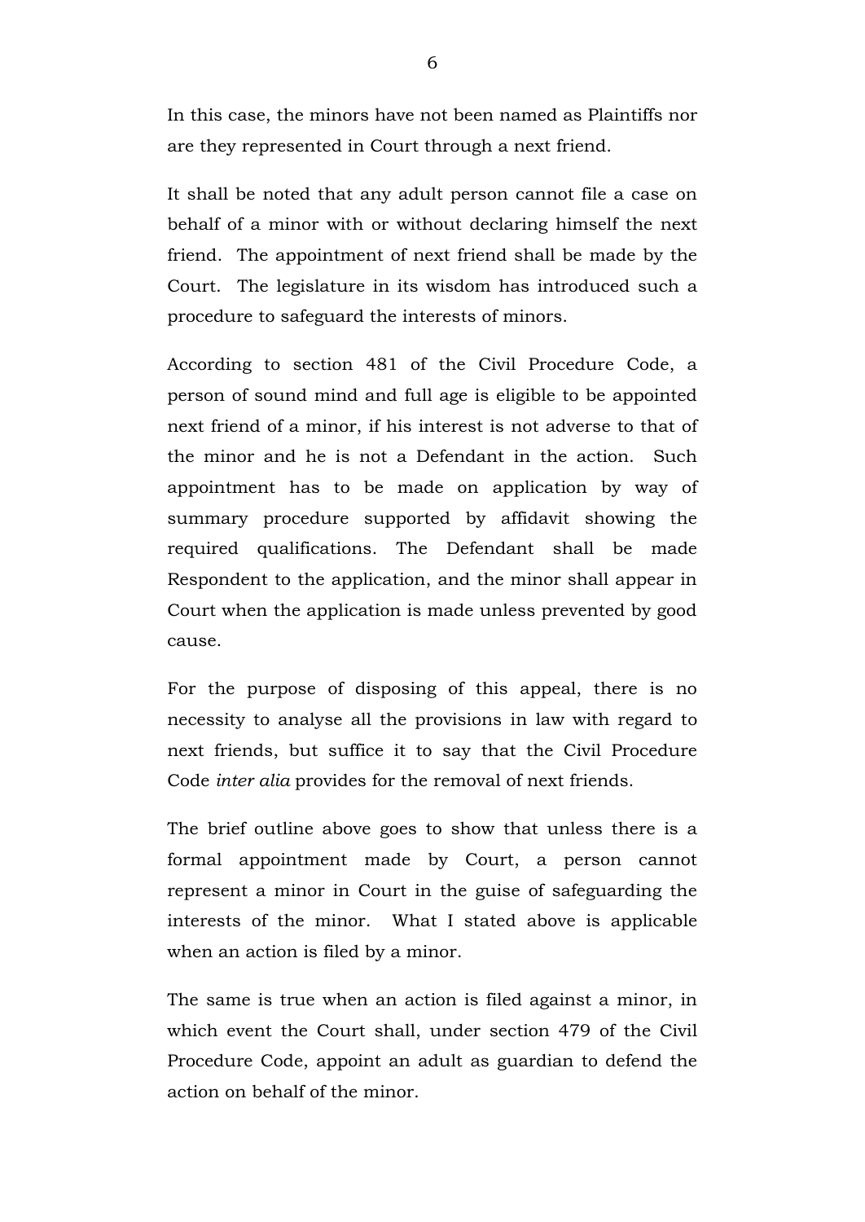In this case, the minors have not been named as Plaintiffs nor are they represented in Court through a next friend.

It shall be noted that any adult person cannot file a case on behalf of a minor with or without declaring himself the next friend. The appointment of next friend shall be made by the Court. The legislature in its wisdom has introduced such a procedure to safeguard the interests of minors.

According to section 481 of the Civil Procedure Code, a person of sound mind and full age is eligible to be appointed next friend of a minor, if his interest is not adverse to that of the minor and he is not a Defendant in the action. Such appointment has to be made on application by way of summary procedure supported by affidavit showing the required qualifications. The Defendant shall be made Respondent to the application, and the minor shall appear in Court when the application is made unless prevented by good cause.

For the purpose of disposing of this appeal, there is no necessity to analyse all the provisions in law with regard to next friends, but suffice it to say that the Civil Procedure Code *inter alia* provides for the removal of next friends.

The brief outline above goes to show that unless there is a formal appointment made by Court, a person cannot represent a minor in Court in the guise of safeguarding the interests of the minor. What I stated above is applicable when an action is filed by a minor.

The same is true when an action is filed against a minor, in which event the Court shall, under section 479 of the Civil Procedure Code, appoint an adult as guardian to defend the action on behalf of the minor.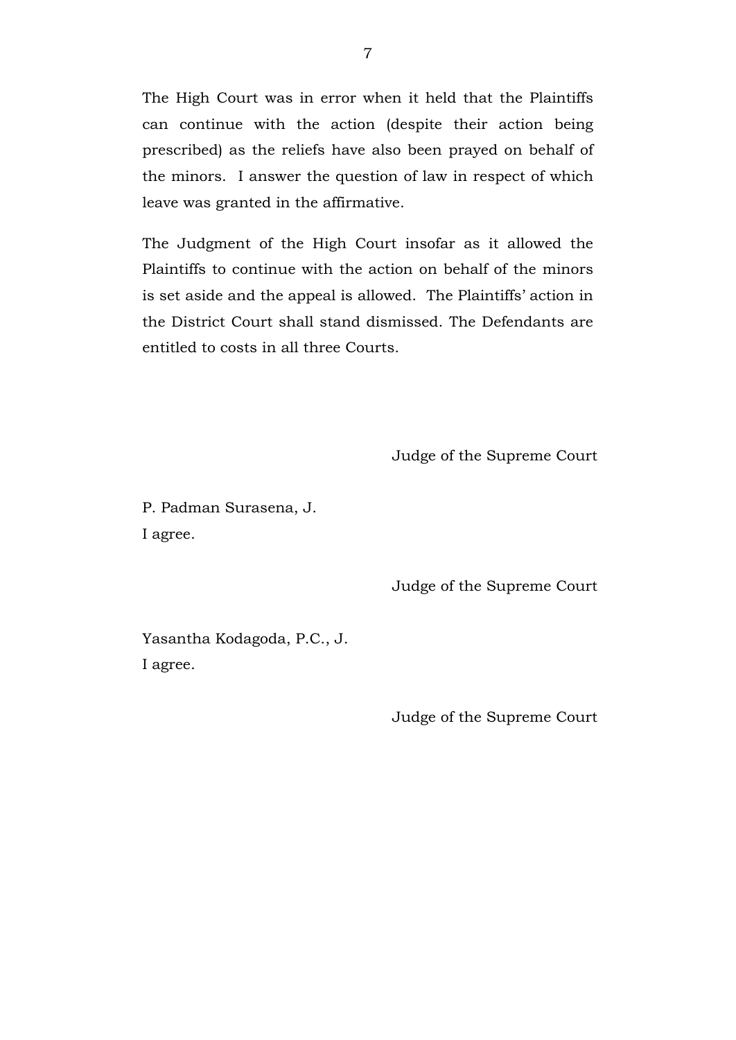The High Court was in error when it held that the Plaintiffs can continue with the action (despite their action being prescribed) as the reliefs have also been prayed on behalf of the minors. I answer the question of law in respect of which leave was granted in the affirmative.

The Judgment of the High Court insofar as it allowed the Plaintiffs to continue with the action on behalf of the minors is set aside and the appeal is allowed. The Plaintiffs' action in the District Court shall stand dismissed. The Defendants are entitled to costs in all three Courts.

Judge of the Supreme Court

P. Padman Surasena, J.
I agree.

Judge of the Supreme Court

Yasantha Kodagoda, P.C., J.
I agree.

Judge of the Supreme Court